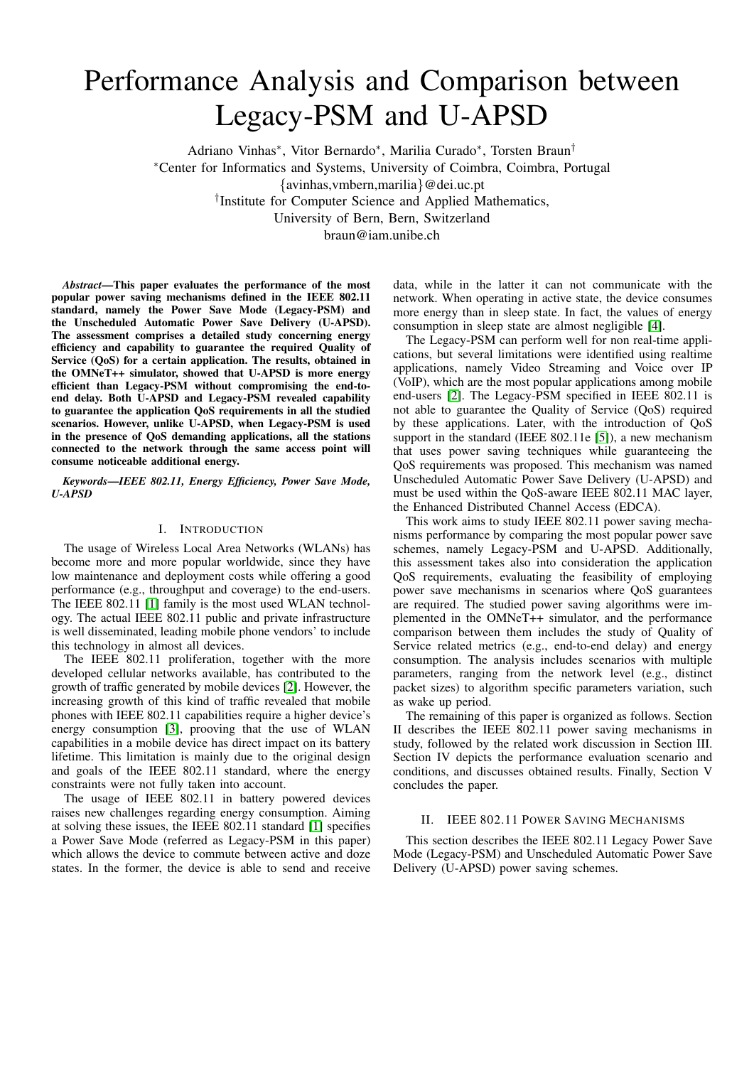# Performance Analysis and Comparison between Legacy-PSM and U-APSD

Adriano Vinhas*, Vitor Bernardo*, Marilia Curado*, Torsten Braun†

*Center for Informatics and Systems, University of Coimbra, Coimbra, Portugal

{avinhas,vmbern,marilia}@dei.uc.pt

†Institute for Computer Science and Applied Mathematics,
University of Bern, Bern, Switzerland

braun@iam.unibe.ch

***Abstract*—This paper evaluates the performance of the most popular power saving mechanisms defined in the IEEE 802.11 standard, namely the Power Save Mode (Legacy-PSM) and the Unscheduled Automatic Power Save Delivery (U-APSD). The assessment comprises a detailed study concerning energy efficiency and capability to guarantee the required Quality of Service (QoS) for a certain application. The results, obtained in the OMNeT++ simulator, showed that U-APSD is more energy efficient than Legacy-PSM without compromising the end-to-end delay. Both U-APSD and Legacy-PSM revealed capability to guarantee the application QoS requirements in all the studied scenarios. However, unlike U-APSD, when Legacy-PSM is used in the presence of QoS demanding applications, all the stations connected to the network through the same access point will consume noticeable additional energy.**

***Keywords*—IEEE 802.11, Energy Efficiency, Power Save Mode, U-APSD**

## I. Introduction

The usage of Wireless Local Area Networks (WLANs) has become more and more popular worldwide, since they have low maintenance and deployment costs while offering a good performance (e.g., throughput and coverage) to the end-users. The IEEE 802.11 [1] family is the most used WLAN technology. The actual IEEE 802.11 public and private infrastructure is well disseminated, leading mobile phone vendors' to include this technology in almost all devices.

The IEEE 802.11 proliferation, together with the more developed cellular networks available, has contributed to the growth of traffic generated by mobile devices [2]. However, the increasing growth of this kind of traffic revealed that mobile phones with IEEE 802.11 capabilities require a higher device's energy consumption [3], prooving that the use of WLAN capabilities in a mobile device has direct impact on its battery lifetime. This limitation is mainly due to the original design and goals of the IEEE 802.11 standard, where the energy constraints were not fully taken into account.

The usage of IEEE 802.11 in battery powered devices raises new challenges regarding energy consumption. Aiming at solving these issues, the IEEE 802.11 standard [1] specifies a Power Save Mode (referred as Legacy-PSM in this paper) which allows the device to commute between active and doze states. In the former, the device is able to send and receive data, while in the latter it can not communicate with the network. When operating in active state, the device consumes more energy than in sleep state. In fact, the values of energy consumption in sleep state are almost negligible [4].

The Legacy-PSM can perform well for non real-time applications, but several limitations were identified using realtime applications, namely Video Streaming and Voice over IP (VoIP), which are the most popular applications among mobile end-users [2]. The Legacy-PSM specified in IEEE 802.11 is not able to guarantee the Quality of Service (QoS) required by these applications. Later, with the introduction of QoS support in the standard (IEEE 802.11e [5]), a new mechanism that uses power saving techniques while guaranteeing the QoS requirements was proposed. This mechanism was named Unscheduled Automatic Power Save Delivery (U-APSD) and must be used within the QoS-aware IEEE 802.11 MAC layer, the Enhanced Distributed Channel Access (EDCA).

This work aims to study IEEE 802.11 power saving mechanisms performance by comparing the most popular power save schemes, namely Legacy-PSM and U-APSD. Additionally, this assessment takes also into consideration the application QoS requirements, evaluating the feasibility of employing power save mechanisms in scenarios where QoS guarantees are required. The studied power saving algorithms were implemented in the OMNeT++ simulator, and the performance comparison between them includes the study of Quality of Service related metrics (e.g., end-to-end delay) and energy consumption. The analysis includes scenarios with multiple parameters, ranging from the network level (e.g., distinct packet sizes) to algorithm specific parameters variation, such as wake up period.

The remaining of this paper is organized as follows. Section II describes the IEEE 802.11 power saving mechanisms in study, followed by the related work discussion in Section III. Section IV depicts the performance evaluation scenario and conditions, and discusses obtained results. Finally, Section V concludes the paper.

## II. IEEE 802.11 Power Saving Mechanisms

This section describes the IEEE 802.11 Legacy Power Save Mode (Legacy-PSM) and Unscheduled Automatic Power Save Delivery (U-APSD) power saving schemes.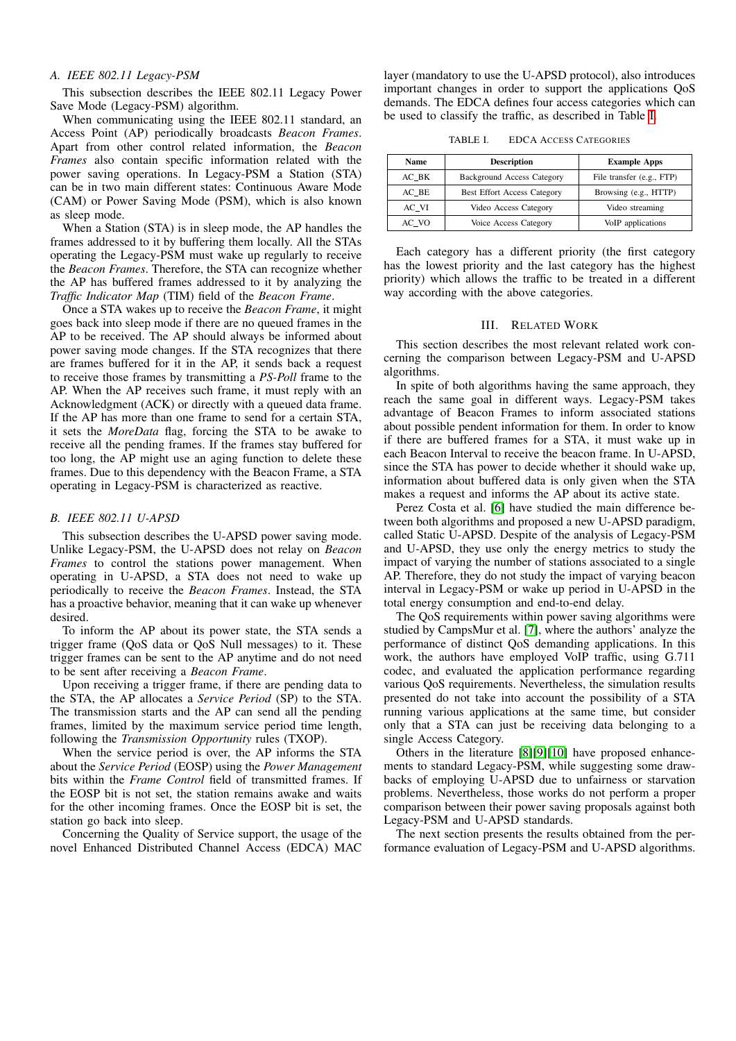### A. IEEE 802.11 Legacy-PSM

This subsection describes the IEEE 802.11 Legacy Power Save Mode (Legacy-PSM) algorithm.

When communicating using the IEEE 802.11 standard, an Access Point (AP) periodically broadcasts *Beacon Frames*. Apart from other control related information, the *Beacon Frames* also contain specific information related with the power saving operations. In Legacy-PSM a Station (STA) can be in two main different states: Continuous Aware Mode (CAM) or Power Saving Mode (PSM), which is also known as sleep mode.

When a Station (STA) is in sleep mode, the AP handles the frames addressed to it by buffering them locally. All the STAs operating the Legacy-PSM must wake up regularly to receive the *Beacon Frames*. Therefore, the STA can recognize whether the AP has buffered frames addressed to it by analyzing the *Traffic Indicator Map* (TIM) field of the *Beacon Frame*.

Once a STA wakes up to receive the *Beacon Frame*, it might goes back into sleep mode if there are no queued frames in the AP to be received. The AP should always be informed about power saving mode changes. If the STA recognizes that there are frames buffered for it in the AP, it sends back a request to receive those frames by transmitting a *PS-Poll* frame to the AP. When the AP receives such frame, it must reply with an Acknowledgment (ACK) or directly with a queued data frame. If the AP has more than one frame to send for a certain STA, it sets the *MoreData* flag, forcing the STA to be awake to receive all the pending frames. If the frames stay buffered for too long, the AP might use an aging function to delete these frames. Due to this dependency with the Beacon Frame, a STA operating in Legacy-PSM is characterized as reactive.

### B. IEEE 802.11 U-APSD

This subsection describes the U-APSD power saving mode. Unlike Legacy-PSM, the U-APSD does not relay on *Beacon Frames* to control the stations power management. When operating in U-APSD, a STA does not need to wake up periodically to receive the *Beacon Frames*. Instead, the STA has a proactive behavior, meaning that it can wake up whenever desired.

To inform the AP about its power state, the STA sends a trigger frame (QoS data or QoS Null messages) to it. These trigger frames can be sent to the AP anytime and do not need to be sent after receiving a *Beacon Frame*.

Upon receiving a trigger frame, if there are pending data to the STA, the AP allocates a *Service Period* (SP) to the STA. The transmission starts and the AP can send all the pending frames, limited by the maximum service period time length, following the *Transmission Opportunity* rules (TXOP).

When the service period is over, the AP informs the STA about the *Service Period* (EOSP) using the *Power Management* bits within the *Frame Control* field of transmitted frames. If the EOSP bit is not set, the station remains awake and waits for the other incoming frames. Once the EOSP bit is set, the station go back into sleep.

Concerning the Quality of Service support, the usage of the novel Enhanced Distributed Channel Access (EDCA) MAC layer (mandatory to use the U-APSD protocol), also introduces important changes in order to support the applications QoS demands. The EDCA defines four access categories which can be used to classify the traffic, as described in Table I.

TABLE I. EDCA ACCESS CATEGORIES

| Name | Description | Example Apps |
|---|---|---|
| AC_BK | Background Access Category | File transfer (e.g., FTP) |
| AC_BE | Best Effort Access Category | Browsing (e.g., HTTP) |
| AC_VI | Video Access Category | Video streaming |
| AC_VO | Voice Access Category | VoIP applications |

Each category has a different priority (the first category has the lowest priority and the last category has the highest priority) which allows the traffic to be treated in a different way according with the above categories.

## III. RELATED WORK

This section describes the most relevant related work concerning the comparison between Legacy-PSM and U-APSD algorithms.

In spite of both algorithms having the same approach, they reach the same goal in different ways. Legacy-PSM takes advantage of Beacon Frames to inform associated stations about possible pendent information for them. In order to know if there are buffered frames for a STA, it must wake up in each Beacon Interval to receive the beacon frame. In U-APSD, since the STA has power to decide whether it should wake up, information about buffered data is only given when the STA makes a request and informs the AP about its active state.

Perez Costa et al. [6] have studied the main difference between both algorithms and proposed a new U-APSD paradigm, called Static U-APSD. Despite of the analysis of Legacy-PSM and U-APSD, they use only the energy metrics to study the impact of varying the number of stations associated to a single AP. Therefore, they do not study the impact of varying beacon interval in Legacy-PSM or wake up period in U-APSD in the total energy consumption and end-to-end delay.

The QoS requirements within power saving algorithms were studied by CampsMur et al. [7], where the authors' analyze the performance of distinct QoS demanding applications. In this work, the authors have employed VoIP traffic, using G.711 codec, and evaluated the application performance regarding various QoS requirements. Nevertheless, the simulation results presented do not take into account the possibility of a STA running various applications at the same time, but consider only that a STA can just be receiving data belonging to a single Access Category.

Others in the literature [8][9][10] have proposed enhancements to standard Legacy-PSM, while suggesting some drawbacks of employing U-APSD due to unfairness or starvation problems. Nevertheless, those works do not perform a proper comparison between their power saving proposals against both Legacy-PSM and U-APSD standards.

The next section presents the results obtained from the performance evaluation of Legacy-PSM and U-APSD algorithms.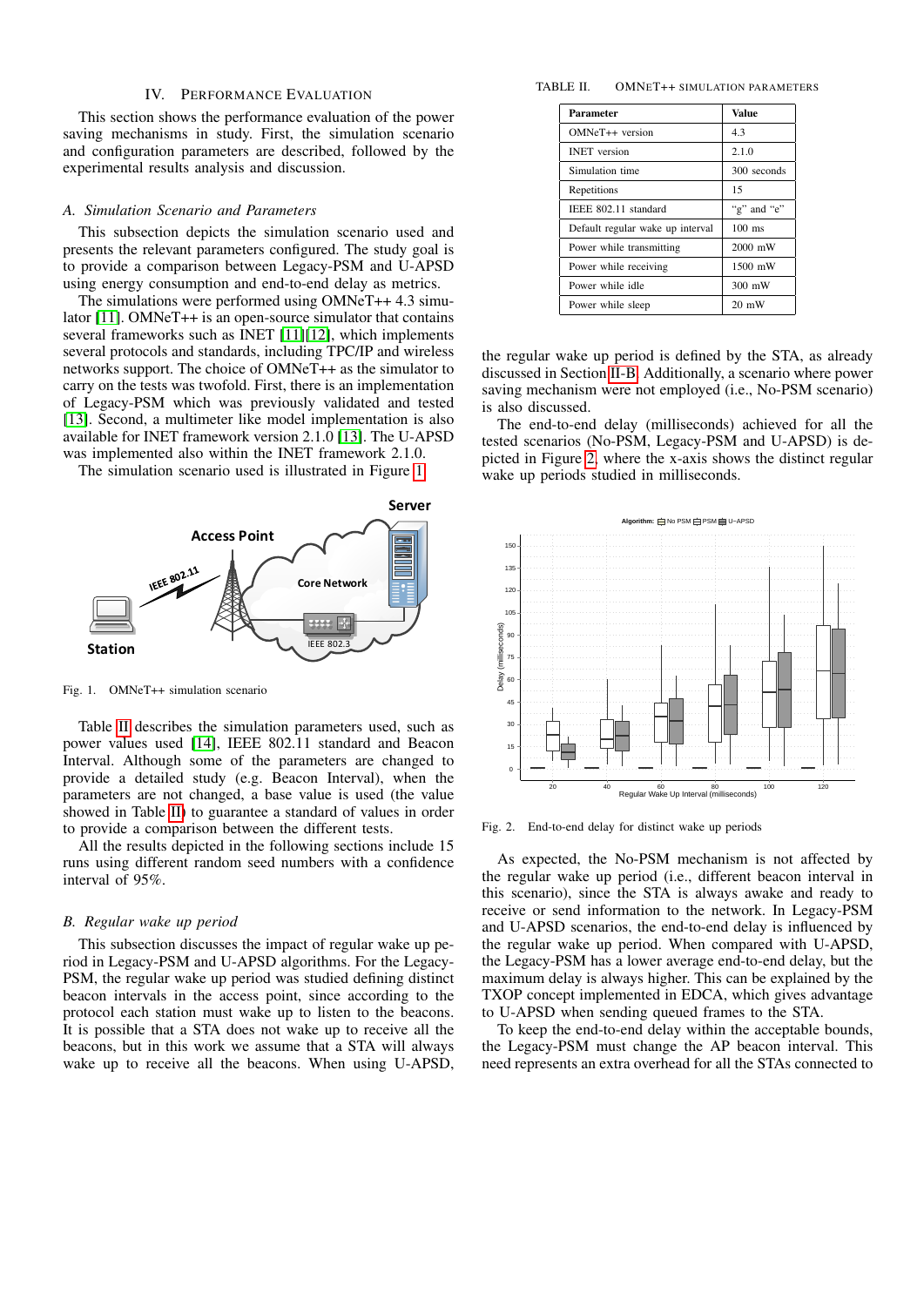## IV. Performance Evaluation

This section shows the performance evaluation of the power saving mechanisms in study. First, the simulation scenario and configuration parameters are described, followed by the experimental results analysis and discussion.

### A. Simulation Scenario and Parameters

This subsection depicts the simulation scenario used and presents the relevant parameters configured. The study goal is to provide a comparison between Legacy-PSM and U-APSD using energy consumption and end-to-end delay as metrics.

The simulations were performed using OMNeT++ 4.3 simulator [11]. OMNeT++ is an open-source simulator that contains several frameworks such as INET [11][12], which implements several protocols and standards, including TPC/IP and wireless networks support. The choice of OMNeT++ as the simulator to carry on the tests was twofold. First, there is an implementation of Legacy-PSM which was previously validated and tested [13]. Second, a multimeter like model implementation is also available for INET framework version 2.1.0 [13]. The U-APSD was implemented also within the INET framework 2.1.0.

The simulation scenario used is illustrated in Figure 1.

Fig. 1. OMNeT++ simulation scenario

Table II describes the simulation parameters used, such as power values used [14], IEEE 802.11 standard and Beacon Interval. Although some of the parameters are changed to provide a detailed study (e.g. Beacon Interval), when the parameters are not changed, a base value is used (the value showed in Table II) to guarantee a standard of values in order to provide a comparison between the different tests.

All the results depicted in the following sections include 15 runs using different random seed numbers with a confidence interval of 95%.

### B. Regular wake up period

This subsection discusses the impact of regular wake up period in Legacy-PSM and U-APSD algorithms. For the Legacy-PSM, the regular wake up period was studied defining distinct beacon intervals in the access point, since according to the protocol each station must wake up to listen to the beacons. It is possible that a STA does not wake up to receive all the beacons, but in this work we assume that a STA will always wake up to receive all the beacons. When using U-APSD, the regular wake up period is defined by the STA, as already discussed in Section II-B. Additionally, a scenario where power saving mechanism were not employed (i.e., No-PSM scenario) is also discussed.

TABLE II. OMNeT++ simulation parameters

| Parameter | Value |
|---|---|
| OMNeT++ version | 4.3 |
| INET version | 2.1.0 |
| Simulation time | 300 seconds |
| Repetitions | 15 |
| IEEE 802.11 standard | "g" and "e" |
| Default regular wake up interval | 100 ms |
| Power while transmitting | 2000 mW |
| Power while receiving | 1500 mW |
| Power while idle | 300 mW |
| Power while sleep | 20 mW |

The end-to-end delay (milliseconds) achieved for all the tested scenarios (No-PSM, Legacy-PSM and U-APSD) is depicted in Figure 2, where the x-axis shows the distinct regular wake up periods studied in milliseconds.

Fig. 2. End-to-end delay for distinct wake up periods

As expected, the No-PSM mechanism is not affected by the regular wake up period (i.e., different beacon interval in this scenario), since the STA is always awake and ready to receive or send information to the network. In Legacy-PSM and U-APSD scenarios, the end-to-end delay is influenced by the regular wake up period. When compared with U-APSD, the Legacy-PSM has a lower average end-to-end delay, but the maximum delay is always higher. This can be explained by the TXOP concept implemented in EDCA, which gives advantage to U-APSD when sending queued frames to the STA.

To keep the end-to-end delay within the acceptable bounds, the Legacy-PSM must change the AP beacon interval. This need represents an extra overhead for all the STAs connected to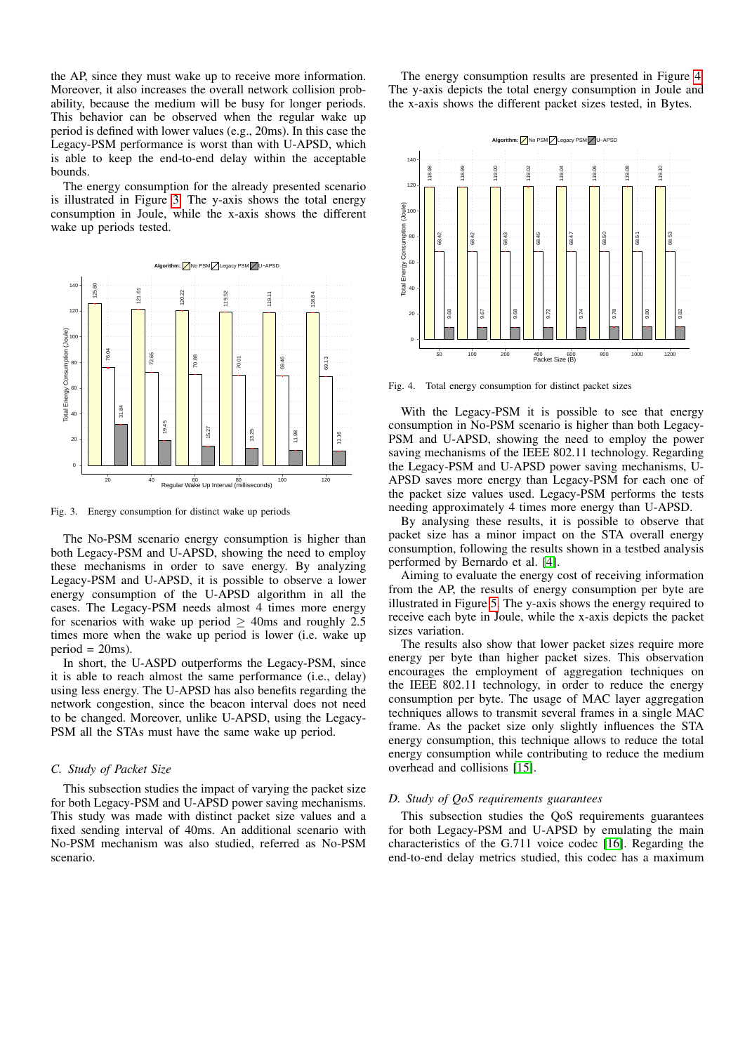the AP, since they must wake up to receive more information. Moreover, it also increases the overall network collision probability, because the medium will be busy for longer periods. This behavior can be observed when the regular wake up period is defined with lower values (e.g., 20ms). In this case the Legacy-PSM performance is worst than with U-APSD, which is able to keep the end-to-end delay within the acceptable bounds.

The energy consumption for the already presented scenario is illustrated in Figure 3. The y-axis shows the total energy consumption in Joule, while the x-axis shows the different wake up periods tested.

Fig. 3. Energy consumption for distinct wake up periods

The No-PSM scenario energy consumption is higher than both Legacy-PSM and U-APSD, showing the need to employ these mechanisms in order to save energy. By analyzing Legacy-PSM and U-APSD, it is possible to observe a lower energy consumption of the U-APSD algorithm in all the cases. The Legacy-PSM needs almost 4 times more energy for scenarios with wake up period $\geq$ 40ms and roughly 2.5 times more when the wake up period is lower (i.e. wake up period = 20ms).

In short, the U-ASPD outperforms the Legacy-PSM, since it is able to reach almost the same performance (i.e., delay) using less energy. The U-APSD has also benefits regarding the network congestion, since the beacon interval does not need to be changed. Moreover, unlike U-APSD, using the Legacy-PSM all the STAs must have the same wake up period.

### C. Study of Packet Size

This subsection studies the impact of varying the packet size for both Legacy-PSM and U-APSD power saving mechanisms. This study was made with distinct packet size values and a fixed sending interval of 40ms. An additional scenario with No-PSM mechanism was also studied, referred as No-PSM scenario.

The energy consumption results are presented in Figure 4. The y-axis depicts the total energy consumption in Joule and the x-axis shows the different packet sizes tested, in Bytes.

Fig. 4. Total energy consumption for distinct packet sizes

With the Legacy-PSM it is possible to see that energy consumption in No-PSM scenario is higher than both Legacy-PSM and U-APSD, showing the need to employ the power saving mechanisms of the IEEE 802.11 technology. Regarding the Legacy-PSM and U-APSD power saving mechanisms, U-APSD saves more energy than Legacy-PSM for each one of the packet size values used. Legacy-PSM performs the tests needing approximately 4 times more energy than U-APSD.

By analysing these results, it is possible to observe that packet size has a minor impact on the STA overall energy consumption, following the results shown in a testbed analysis performed by Bernardo et al. [4].

Aiming to evaluate the energy cost of receiving information from the AP, the results of energy consumption per byte are illustrated in Figure 5. The y-axis shows the energy required to receive each byte in Joule, while the x-axis depicts the packet sizes variation.

The results also show that lower packet sizes require more energy per byte than higher packet sizes. This observation encourages the employment of aggregation techniques on the IEEE 802.11 technology, in order to reduce the energy consumption per byte. The usage of MAC layer aggregation techniques allows to transmit several frames in a single MAC frame. As the packet size only slightly influences the STA energy consumption, this technique allows to reduce the total energy consumption while contributing to reduce the medium overhead and collisions [15].

### D. Study of QoS requirements guarantees

This subsection studies the QoS requirements guarantees for both Legacy-PSM and U-APSD by emulating the main characteristics of the G.711 voice codec [16]. Regarding the end-to-end delay metrics studied, this codec has a maximum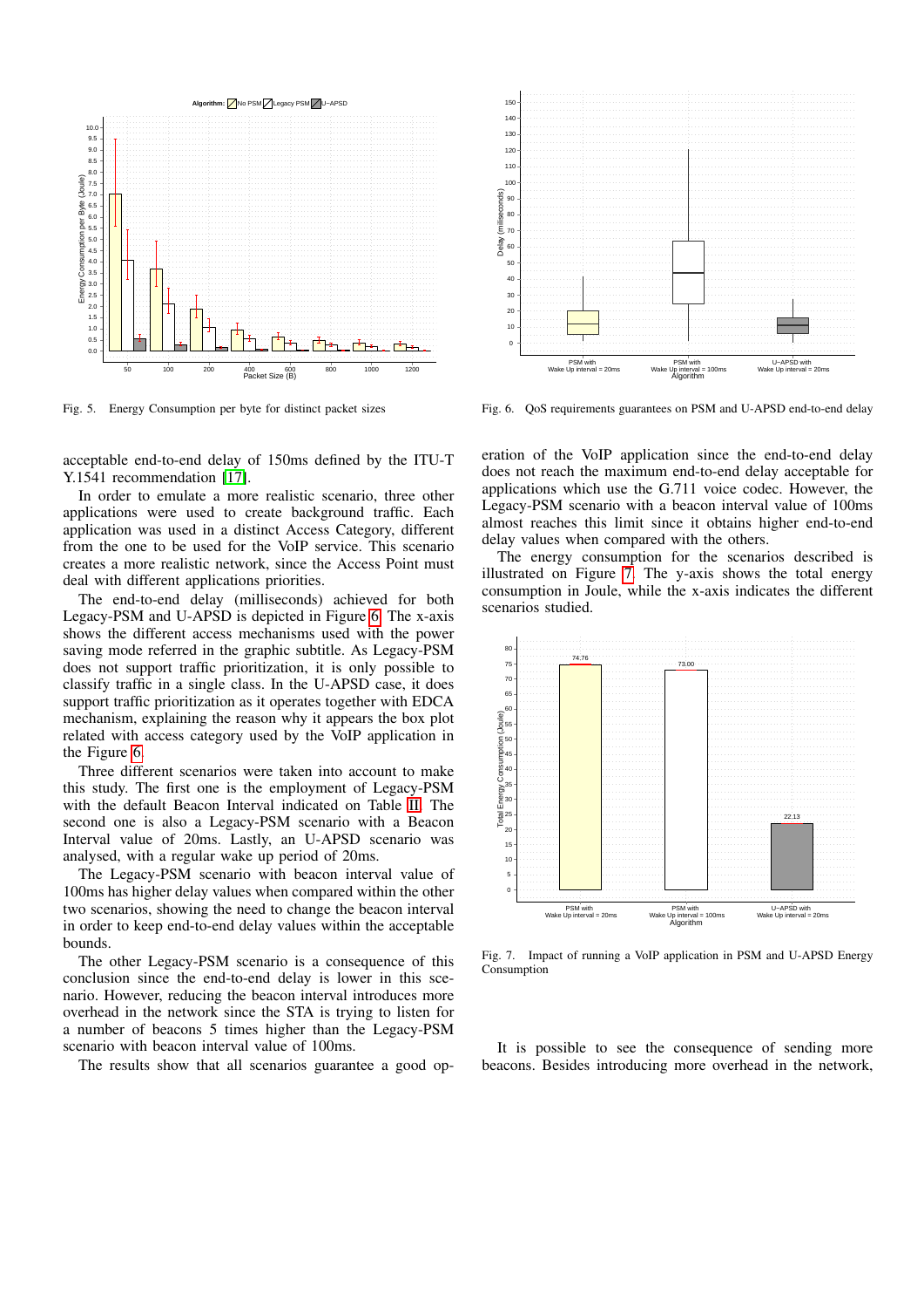Fig. 5. Energy Consumption per byte for distinct packet sizes

Fig. 6. QoS requirements guarantees on PSM and U-APSD end-to-end delay

acceptable end-to-end delay of 150ms defined by the ITU-T Y.1541 recommendation [17].

In order to emulate a more realistic scenario, three other applications were used to create background traffic. Each application was used in a distinct Access Category, different from the one to be used for the VoIP service. This scenario creates a more realistic network, since the Access Point must deal with different applications priorities.

The end-to-end delay (milliseconds) achieved for both Legacy-PSM and U-APSD is depicted in Figure 6. The x-axis shows the different access mechanisms used with the power saving mode referred in the graphic subtitle. As Legacy-PSM does not support traffic prioritization, it is only possible to classify traffic in a single class. In the U-APSD case, it does support traffic prioritization as it operates together with EDCA mechanism, explaining the reason why it appears the box plot related with access category used by the VoIP application in the Figure 6.

Three different scenarios were taken into account to make this study. The first one is the employment of Legacy-PSM with the default Beacon Interval indicated on Table II. The second one is also a Legacy-PSM scenario with a Beacon Interval value of 20ms. Lastly, an U-APSD scenario was analysed, with a regular wake up period of 20ms.

The Legacy-PSM scenario with beacon interval value of 100ms has higher delay values when compared within the other two scenarios, showing the need to change the beacon interval in order to keep end-to-end delay values within the acceptable bounds.

The other Legacy-PSM scenario is a consequence of this conclusion since the end-to-end delay is lower in this scenario. However, reducing the beacon interval introduces more overhead in the network since the STA is trying to listen for a number of beacons 5 times higher than the Legacy-PSM scenario with beacon interval value of 100ms.

The results show that all scenarios guarantee a good operation of the VoIP application since the end-to-end delay does not reach the maximum end-to-end delay acceptable for applications which use the G.711 voice codec. However, the Legacy-PSM scenario with a beacon interval value of 100ms almost reaches this limit since it obtains higher end-to-end delay values when compared with the others.

The energy consumption for the scenarios described is illustrated on Figure 7. The y-axis shows the total energy consumption in Joule, while the x-axis indicates the different scenarios studied.

Fig. 7. Impact of running a VoIP application in PSM and U-APSD Energy Consumption

It is possible to see the consequence of sending more beacons. Besides introducing more overhead in the network,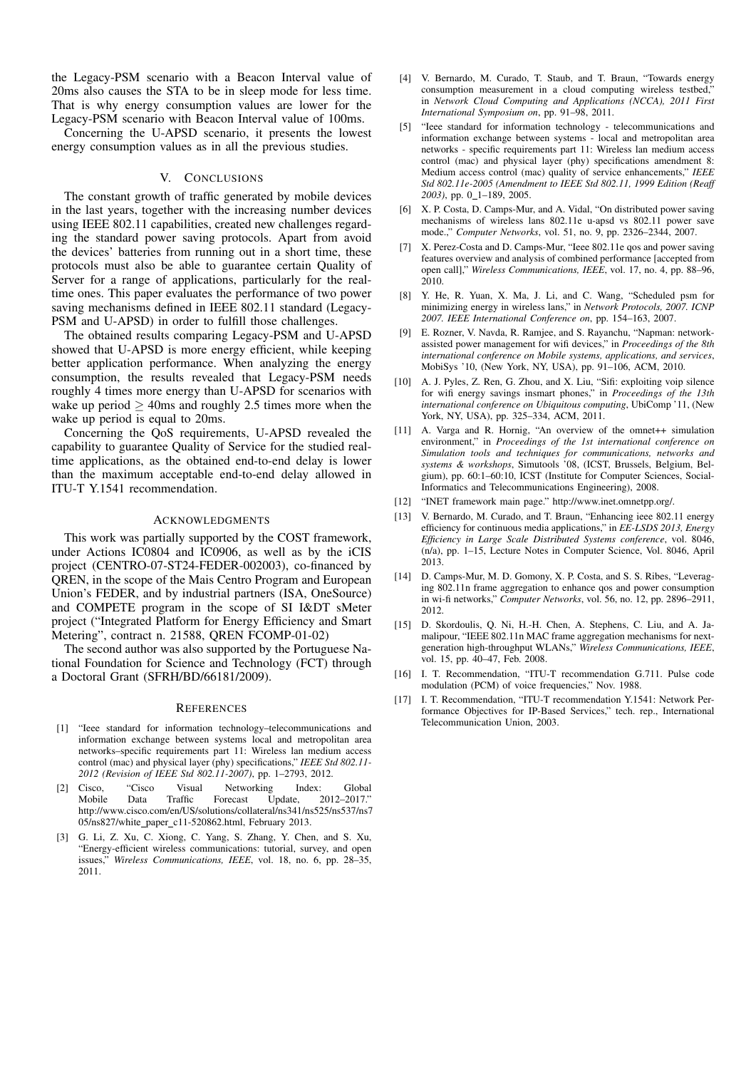the Legacy-PSM scenario with a Beacon Interval value of 20ms also causes the STA to be in sleep mode for less time. That is why energy consumption values are lower for the Legacy-PSM scenario with Beacon Interval value of 100ms.

Concerning the U-APSD scenario, it presents the lowest energy consumption values as in all the previous studies.

## V. Conclusions

The constant growth of traffic generated by mobile devices in the last years, together with the increasing number devices using IEEE 802.11 capabilities, created new challenges regarding the standard power saving protocols. Apart from avoid the devices' batteries from running out in a short time, these protocols must also be able to guarantee certain Quality of Server for a range of applications, particularly for the real-time ones. This paper evaluates the performance of two power saving mechanisms defined in IEEE 802.11 standard (Legacy-PSM and U-APSD) in order to fulfill those challenges.

The obtained results comparing Legacy-PSM and U-APSD showed that U-APSD is more energy efficient, while keeping better application performance. When analyzing the energy consumption, the results revealed that Legacy-PSM needs roughly 4 times more energy than U-APSD for scenarios with wake up period $\geq$ 40ms and roughly 2.5 times more when the wake up period is equal to 20ms.

Concerning the QoS requirements, U-APSD revealed the capability to guarantee Quality of Service for the studied real-time applications, as the obtained end-to-end delay is lower than the maximum acceptable end-to-end delay allowed in ITU-T Y.1541 recommendation.

## Acknowledgments

This work was partially supported by the COST framework, under Actions IC0804 and IC0906, as well as by the iCIS project (CENTRO-07-ST24-FEDER-002003), co-financed by QREN, in the scope of the Mais Centro Program and European Union's FEDER, and by industrial partners (ISA, OneSource) and COMPETE program in the scope of SI I&DT sMeter project ("Integrated Platform for Energy Efficiency and Smart Metering", contract n. 21588, QREN FCOMP-01-02)

The second author was also supported by the Portuguese National Foundation for Science and Technology (FCT) through a Doctoral Grant (SFRH/BD/66181/2009).

## References

[1] "Ieee standard for information technology–telecommunications and information exchange between systems local and metropolitan area networks–specific requirements part 11: Wireless lan medium access control (mac) and physical layer (phy) specifications," *IEEE Std 802.11-2012 (Revision of IEEE Std 802.11-2007)*, pp. 1–2793, 2012.

[2] Cisco, "Cisco Visual Networking Index: Global Mobile Data Traffic Forecast Update, 2012–2017." http://www.cisco.com/en/US/solutions/collateral/ns341/ns525/ns537/ns705/ns827/white_paper_c11-520862.html, February 2013.

[3] G. Li, Z. Xu, C. Xiong, C. Yang, S. Zhang, Y. Chen, and S. Xu, "Energy-efficient wireless communications: tutorial, survey, and open issues," *Wireless Communications, IEEE*, vol. 18, no. 6, pp. 28–35, 2011.

[4] V. Bernardo, M. Curado, T. Staub, and T. Braun, "Towards energy consumption measurement in a cloud computing wireless testbed," in *Network Cloud Computing and Applications (NCCA), 2011 First International Symposium on*, pp. 91–98, 2011.

[5] "Ieee standard for information technology - telecommunications and information exchange between systems - local and metropolitan area networks - specific requirements part 11: Wireless lan medium access control (mac) and physical layer (phy) specifications amendment 8: Medium access control (mac) quality of service enhancements," *IEEE Std 802.11e-2005 (Amendment to IEEE Std 802.11, 1999 Edition (Reaff 2003)*, pp. 0_1–189, 2005.

[6] X. P. Costa, D. Camps-Mur, and A. Vidal, "On distributed power saving mechanisms of wireless lans 802.11e u-apsd vs 802.11 power save mode.," *Computer Networks*, vol. 51, no. 9, pp. 2326–2344, 2007.

[7] X. Perez-Costa and D. Camps-Mur, "Ieee 802.11e qos and power saving features overview and analysis of combined performance [accepted from open call]," *Wireless Communications, IEEE*, vol. 17, no. 4, pp. 88–96, 2010.

[8] Y. He, R. Yuan, X. Ma, J. Li, and C. Wang, "Scheduled psm for minimizing energy in wireless lans," in *Network Protocols, 2007. ICNP 2007. IEEE International Conference on*, pp. 154–163, 2007.

[9] E. Rozner, V. Navda, R. Ramjee, and S. Rayanchu, "Napman: network-assisted power management for wifi devices," in *Proceedings of the 8th international conference on Mobile systems, applications, and services*, MobiSys '10, (New York, NY, USA), pp. 91–106, ACM, 2010.

[10] A. J. Pyles, Z. Ren, G. Zhou, and X. Liu, "Sifi: exploiting voip silence for wifi energy savings insmart phones," in *Proceedings of the 13th international conference on Ubiquitous computing*, UbiComp '11, (New York, NY, USA), pp. 325–334, ACM, 2011.

[11] A. Varga and R. Hornig, "An overview of the omnet++ simulation environment," in *Proceedings of the 1st international conference on Simulation tools and techniques for communications, networks and systems & workshops*, Simutools '08, (ICST, Brussels, Belgium, Belgium), pp. 60:1–60:10, ICST (Institute for Computer Sciences, Social-Informatics and Telecommunications Engineering), 2008.

[12] "INET framework main page." http://www.inet.omnetpp.org/.

[13] V. Bernardo, M. Curado, and T. Braun, "Enhancing ieee 802.11 energy efficiency for continuous media applications," in *EE-LSDS 2013, Energy Efficiency in Large Scale Distributed Systems conference*, vol. 8046, (n/a), pp. 1–15, Lecture Notes in Computer Science, Vol. 8046, April 2013.

[14] D. Camps-Mur, M. D. Gomony, X. P. Costa, and S. S. Ribes, "Leveraging 802.11n frame aggregation to enhance qos and power consumption in wi-fi networks," *Computer Networks*, vol. 56, no. 12, pp. 2896–2911, 2012.

[15] D. Skordoulis, Q. Ni, H.-H. Chen, A. Stephens, C. Liu, and A. Jamalipour, "IEEE 802.11n MAC frame aggregation mechanisms for next-generation high-throughput WLANs," *Wireless Communications, IEEE*, vol. 15, pp. 40–47, Feb. 2008.

[16] I. T. Recommendation, "ITU-T recommendation G.711. Pulse code modulation (PCM) of voice frequencies," Nov. 1988.

[17] I. T. Recommendation, "ITU-T recommendation Y.1541: Network Performance Objectives for IP-Based Services," tech. rep., International Telecommunication Union, 2003.